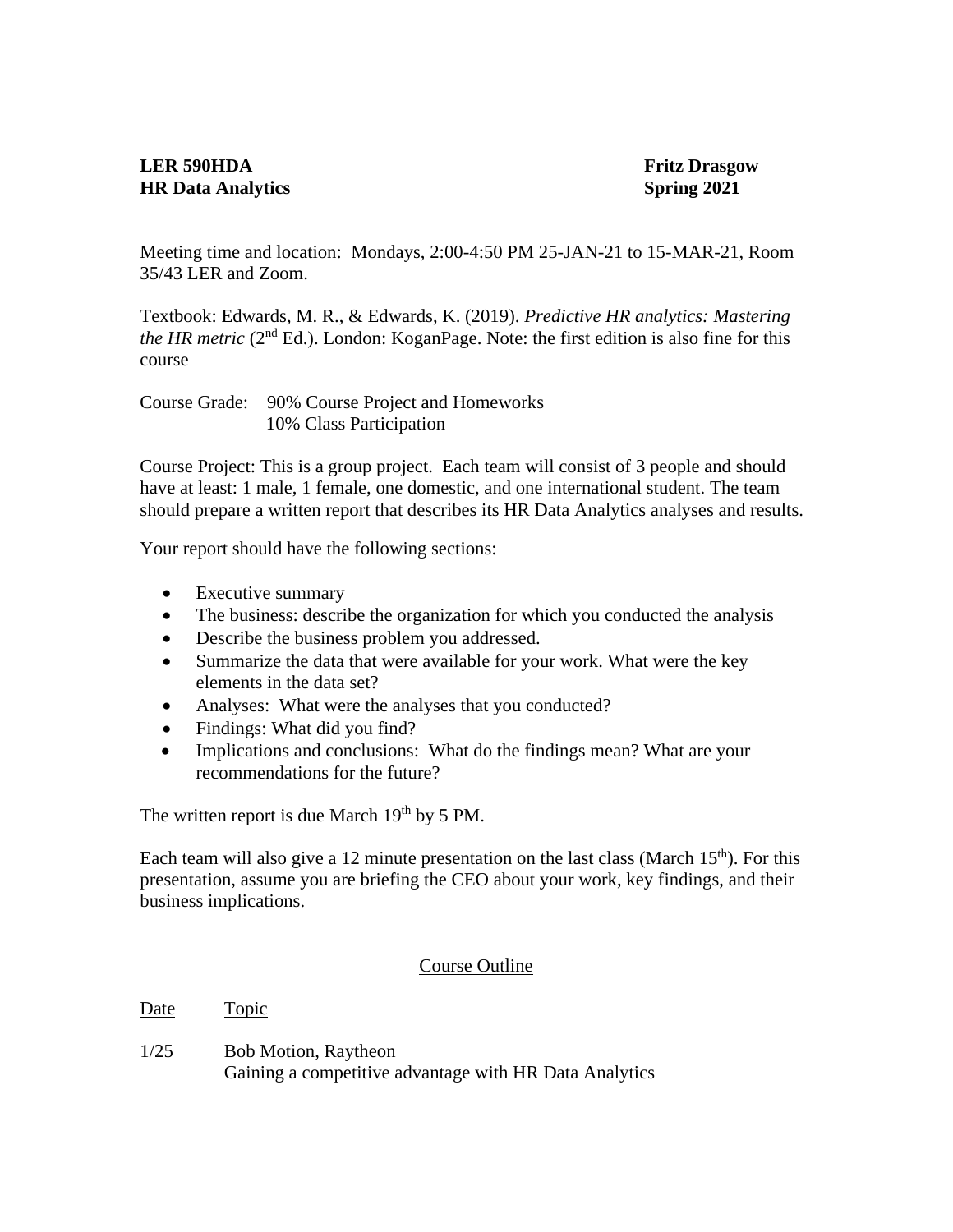**LER 590HDA** **Fritz Drasgow**
**HR Data Analytics** **Spring 2021**

Meeting time and location: Mondays, 2:00-4:50 PM 25-JAN-21 to 15-MAR-21, Room 35/43 LER and Zoom.

Textbook: Edwards, M. R., & Edwards, K. (2019). *Predictive HR analytics: Mastering the HR metric* (2nd Ed.). London: KoganPage. Note: the first edition is also fine for this course

Course Grade: 90% Course Project and Homeworks
10% Class Participation

Course Project: This is a group project. Each team will consist of 3 people and should have at least: 1 male, 1 female, one domestic, and one international student. The team should prepare a written report that describes its HR Data Analytics analyses and results.

Your report should have the following sections:

- Executive summary
- The business: describe the organization for which you conducted the analysis
- Describe the business problem you addressed.
- Summarize the data that were available for your work. What were the key elements in the data set?
- Analyses: What were the analyses that you conducted?
- Findings: What did you find?
- Implications and conclusions: What do the findings mean? What are your recommendations for the future?

The written report is due March 19th by 5 PM.

Each team will also give a 12 minute presentation on the last class (March 15th). For this presentation, assume you are briefing the CEO about your work, key findings, and their business implications.

## Course Outline

| Date | Topic |
|---|---|
| 1/25 | Bob Motion, Raytheon<br>Gaining a competitive advantage with HR Data Analytics |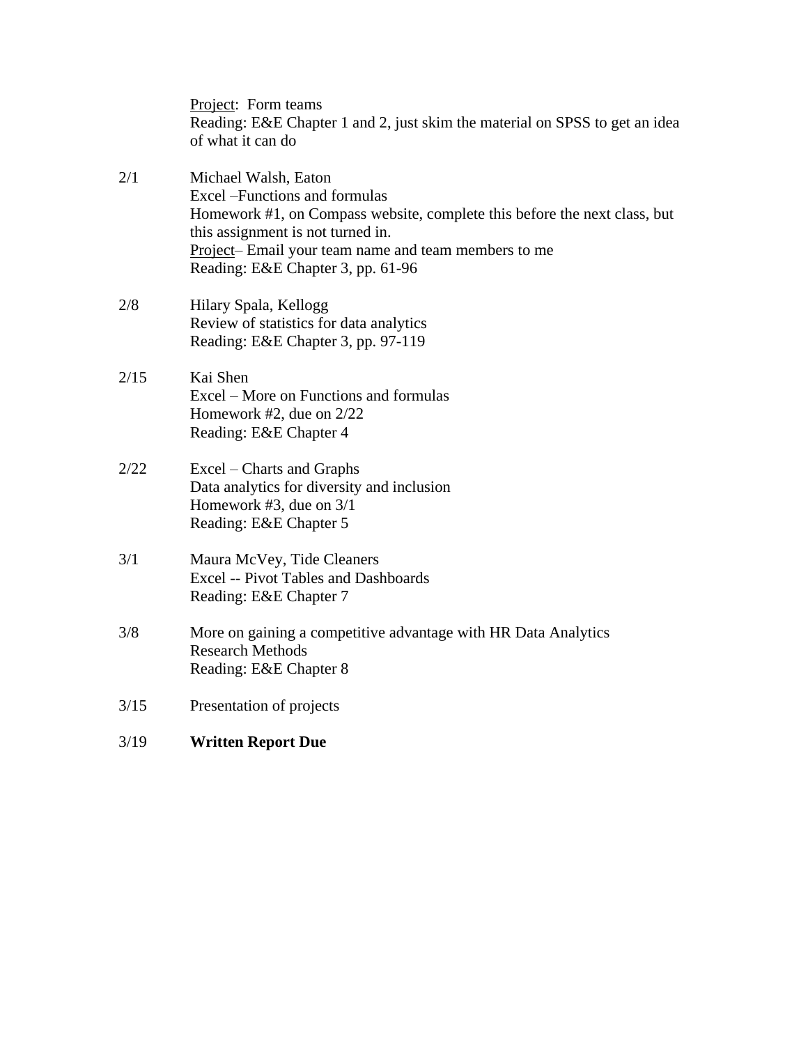Project: Form teams
Reading: E&E Chapter 1 and 2, just skim the material on SPSS to get an idea of what it can do

2/1 Michael Walsh, Eaton
Excel –Functions and formulas
Homework #1, on Compass website, complete this before the next class, but this assignment is not turned in.
Project– Email your team name and team members to me
Reading: E&E Chapter 3, pp. 61-96

2/8 Hilary Spala, Kellogg
Review of statistics for data analytics
Reading: E&E Chapter 3, pp. 97-119

2/15 Kai Shen
Excel – More on Functions and formulas
Homework #2, due on 2/22
Reading: E&E Chapter 4

2/22 Excel – Charts and Graphs
Data analytics for diversity and inclusion
Homework #3, due on 3/1
Reading: E&E Chapter 5

3/1 Maura McVey, Tide Cleaners
Excel -- Pivot Tables and Dashboards
Reading: E&E Chapter 7

3/8 More on gaining a competitive advantage with HR Data Analytics
Research Methods
Reading: E&E Chapter 8

3/15 Presentation of projects

3/19 **Written Report Due**